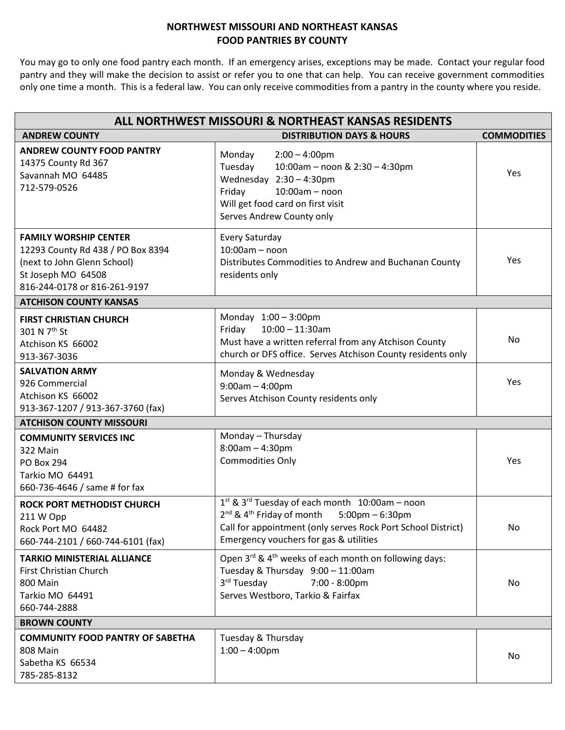**NORTHWEST MISSOURI AND NORTHEAST KANSAS**
**FOOD PANTRIES BY COUNTY**

You may go to only one food pantry each month. If an emergency arises, exceptions may be made. Contact your regular food pantry and they will make the decision to assist or refer you to one that can help. You can receive government commodities only one time a month. This is a federal law. You can only receive commodities from a pantry in the county where you reside.

| ALL NORTHWEST MISSOURI & NORTHEAST KANSAS RESIDENTS | | |
|---|---|---|
| **ANDREW COUNTY** | **DISTRIBUTION DAYS & HOURS** | **COMMODITIES** |
| **ANDREW COUNTY FOOD PANTRY**<br>14375 County Rd 367<br>Savannah MO 64485<br>712-579-0526 | Monday 2:00 – 4:00pm<br>Tuesday 10:00am – noon & 2:30 – 4:30pm<br>Wednesday 2:30 – 4:30pm<br>Friday 10:00am – noon<br>Will get food card on first visit<br>Serves Andrew County only | Yes |
| **FAMILY WORSHIP CENTER**<br>12293 County Rd 438 / PO Box 8394<br>(next to John Glenn School)<br>St Joseph MO 64508<br>816-244-0178 or 816-261-9197 | Every Saturday<br>10:00am – noon<br>Distributes Commodities to Andrew and Buchanan County residents only | Yes |
| **ATCHISON COUNTY KANSAS** | | |
| **FIRST CHRISTIAN CHURCH**<br>301 N 7th St<br>Atchison KS 66002<br>913-367-3036 | Monday 1:00 – 3:00pm<br>Friday 10:00 – 11:30am<br>Must have a written referral from any Atchison County church or DFS office. Serves Atchison County residents only | No |
| **SALVATION ARMY**<br>926 Commercial<br>Atchison KS 66002<br>913-367-1207 / 913-367-3760 (fax) | Monday & Wednesday<br>9:00am – 4:00pm<br>Serves Atchison County residents only | Yes |
| **ATCHISON COUNTY MISSOURI** | | |
| **COMMUNITY SERVICES INC**<br>322 Main<br>PO Box 294<br>Tarkio MO 64491<br>660-736-4646 / same # for fax | Monday – Thursday<br>8:00am – 4:30pm<br>Commodities Only | Yes |
| **ROCK PORT METHODIST CHURCH**<br>211 W Opp<br>Rock Port MO 64482<br>660-744-2101 / 660-744-6101 (fax) | 1st & 3rd Tuesday of each month 10:00am – noon<br>2nd & 4th Friday of month 5:00pm – 6:30pm<br>Call for appointment (only serves Rock Port School District)<br>Emergency vouchers for gas & utilities | No |
| **TARKIO MINISTERIAL ALLIANCE**<br>First Christian Church<br>800 Main<br>Tarkio MO 64491<br>660-744-2888 | Open 3rd & 4th weeks of each month on following days:<br>Tuesday & Thursday 9:00 – 11:00am<br>3rd Tuesday 7:00 - 8:00pm<br>Serves Westboro, Tarkio & Fairfax | No |
| **BROWN COUNTY** | | |
| **COMMUNITY FOOD PANTRY OF SABETHA**<br>808 Main<br>Sabetha KS 66534<br>785-285-8132 | Tuesday & Thursday<br>1:00 – 4:00pm | No |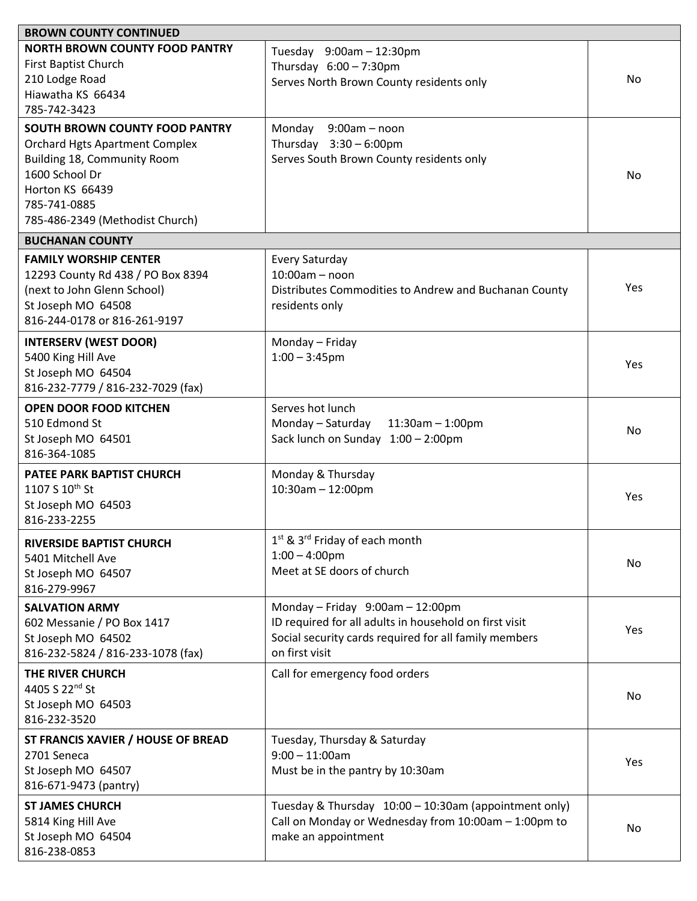| BROWN COUNTY CONTINUED | | |
|---|---|---|
| **NORTH BROWN COUNTY FOOD PANTRY**<br>First Baptist Church<br>210 Lodge Road<br>Hiawatha KS 66434<br>785-742-3423 | Tuesday 9:00am – 12:30pm<br>Thursday 6:00 – 7:30pm<br>Serves North Brown County residents only | No |
| **SOUTH BROWN COUNTY FOOD PANTRY**<br>Orchard Hgts Apartment Complex<br>Building 18, Community Room<br>1600 School Dr<br>Horton KS 66439<br>785-741-0885<br>785-486-2349 (Methodist Church) | Monday 9:00am – noon<br>Thursday 3:30 – 6:00pm<br>Serves South Brown County residents only | No |
| **BUCHANAN COUNTY** | | |
| **FAMILY WORSHIP CENTER**<br>12293 County Rd 438 / PO Box 8394<br>(next to John Glenn School)<br>St Joseph MO 64508<br>816-244-0178 or 816-261-9197 | Every Saturday<br>10:00am – noon<br>Distributes Commodities to Andrew and Buchanan County residents only | Yes |
| **INTERSERV (WEST DOOR)**<br>5400 King Hill Ave<br>St Joseph MO 64504<br>816-232-7779 / 816-232-7029 (fax) | Monday – Friday<br>1:00 – 3:45pm | Yes |
| **OPEN DOOR FOOD KITCHEN**<br>510 Edmond St<br>St Joseph MO 64501<br>816-364-1085 | Serves hot lunch<br>Monday – Saturday 11:30am – 1:00pm<br>Sack lunch on Sunday 1:00 – 2:00pm | No |
| **PATEE PARK BAPTIST CHURCH**<br>1107 S 10th St<br>St Joseph MO 64503<br>816-233-2255 | Monday & Thursday<br>10:30am – 12:00pm | Yes |
| **RIVERSIDE BAPTIST CHURCH**<br>5401 Mitchell Ave<br>St Joseph MO 64507<br>816-279-9967 | 1st & 3rd Friday of each month<br>1:00 – 4:00pm<br>Meet at SE doors of church | No |
| **SALVATION ARMY**<br>602 Messanie / PO Box 1417<br>St Joseph MO 64502<br>816-232-5824 / 816-233-1078 (fax) | Monday – Friday 9:00am – 12:00pm<br>ID required for all adults in household on first visit<br>Social security cards required for all family members on first visit | Yes |
| **THE RIVER CHURCH**<br>4405 S 22nd St<br>St Joseph MO 64503<br>816-232-3520 | Call for emergency food orders | No |
| **ST FRANCIS XAVIER / HOUSE OF BREAD**<br>2701 Seneca<br>St Joseph MO 64507<br>816-671-9473 (pantry) | Tuesday, Thursday & Saturday<br>9:00 – 11:00am<br>Must be in the pantry by 10:30am | Yes |
| **ST JAMES CHURCH**<br>5814 King Hill Ave<br>St Joseph MO 64504<br>816-238-0853 | Tuesday & Thursday 10:00 – 10:30am (appointment only)<br>Call on Monday or Wednesday from 10:00am – 1:00pm to make an appointment | No |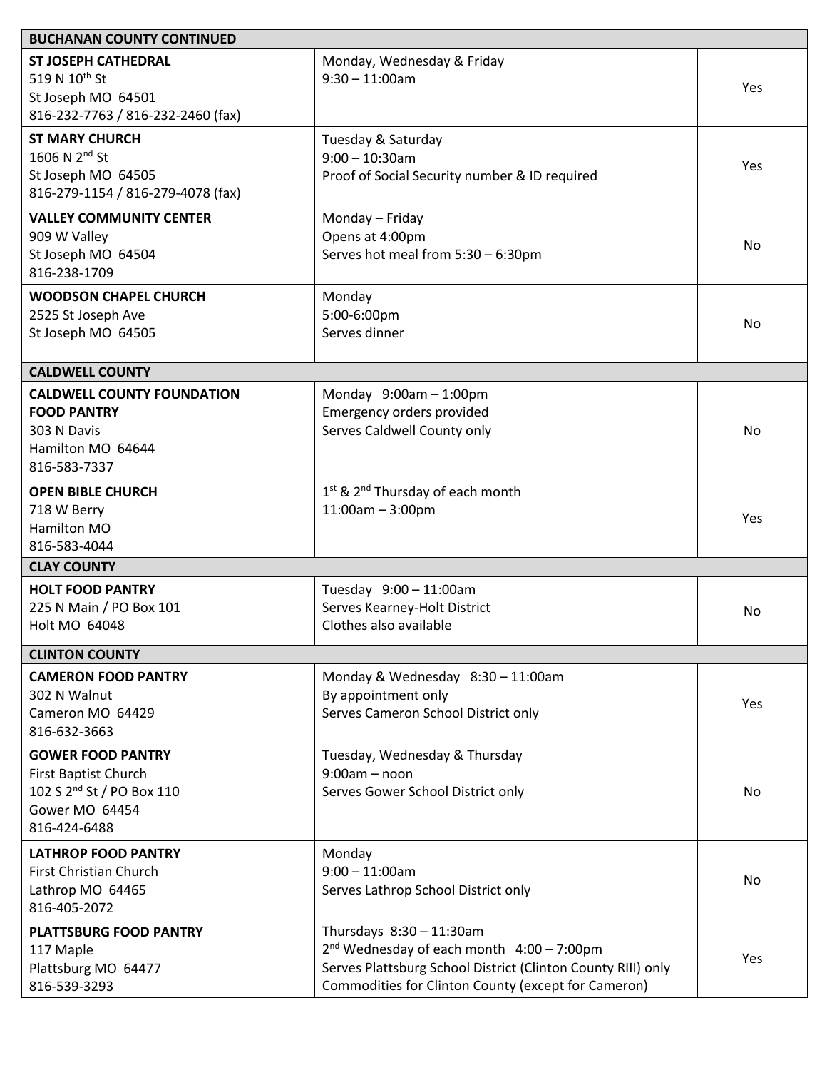| BUCHANAN COUNTY CONTINUED | | |
|---|---|---|
| **ST JOSEPH CATHEDRAL**<br>519 N 10th St<br>St Joseph MO 64501<br>816-232-7763 / 816-232-2460 (fax) | Monday, Wednesday & Friday<br>9:30 – 11:00am | Yes |
| **ST MARY CHURCH**<br>1606 N 2nd St<br>St Joseph MO 64505<br>816-279-1154 / 816-279-4078 (fax) | Tuesday & Saturday<br>9:00 – 10:30am<br>Proof of Social Security number & ID required | Yes |
| **VALLEY COMMUNITY CENTER**<br>909 W Valley<br>St Joseph MO 64504<br>816-238-1709 | Monday – Friday<br>Opens at 4:00pm<br>Serves hot meal from 5:30 – 6:30pm | No |
| **WOODSON CHAPEL CHURCH**<br>2525 St Joseph Ave<br>St Joseph MO 64505 | Monday<br>5:00-6:00pm<br>Serves dinner | No |
| **CALDWELL COUNTY** | | |
| **CALDWELL COUNTY FOUNDATION FOOD PANTRY**<br>303 N Davis<br>Hamilton MO 64644<br>816-583-7337 | Monday 9:00am – 1:00pm<br>Emergency orders provided<br>Serves Caldwell County only | No |
| **OPEN BIBLE CHURCH**<br>718 W Berry<br>Hamilton MO<br>816-583-4044 | 1st & 2nd Thursday of each month<br>11:00am – 3:00pm | Yes |
| **CLAY COUNTY** | | |
| **HOLT FOOD PANTRY**<br>225 N Main / PO Box 101<br>Holt MO 64048 | Tuesday 9:00 – 11:00am<br>Serves Kearney-Holt District<br>Clothes also available | No |
| **CLINTON COUNTY** | | |
| **CAMERON FOOD PANTRY**<br>302 N Walnut<br>Cameron MO 64429<br>816-632-3663 | Monday & Wednesday 8:30 – 11:00am<br>By appointment only<br>Serves Cameron School District only | Yes |
| **GOWER FOOD PANTRY**<br>First Baptist Church<br>102 S 2nd St / PO Box 110<br>Gower MO 64454<br>816-424-6488 | Tuesday, Wednesday & Thursday<br>9:00am – noon<br>Serves Gower School District only | No |
| **LATHROP FOOD PANTRY**<br>First Christian Church<br>Lathrop MO 64465<br>816-405-2072 | Monday<br>9:00 – 11:00am<br>Serves Lathrop School District only | No |
| **PLATTSBURG FOOD PANTRY**<br>117 Maple<br>Plattsburg MO 64477<br>816-539-3293 | Thursdays 8:30 – 11:30am<br>2nd Wednesday of each month 4:00 – 7:00pm<br>Serves Plattsburg School District (Clinton County RIII) only<br>Commodities for Clinton County (except for Cameron) | Yes |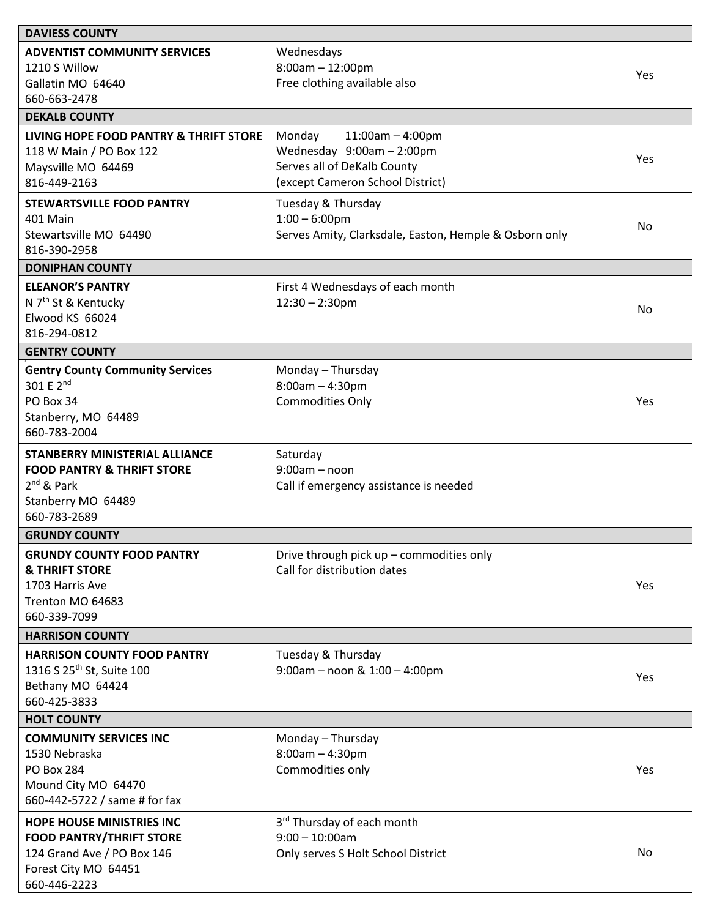| DAVIESS COUNTY | | |
|---|---|---|
| **ADVENTIST COMMUNITY SERVICES**<br>1210 S Willow<br>Gallatin MO 64640<br>660-663-2478 | Wednesdays<br>8:00am – 12:00pm<br>Free clothing available also | Yes |
| **DEKALB COUNTY** | | |
| **LIVING HOPE FOOD PANTRY & THRIFT STORE**<br>118 W Main / PO Box 122<br>Maysville MO 64469<br>816-449-2163 | Monday 11:00am – 4:00pm<br>Wednesday 9:00am – 2:00pm<br>Serves all of DeKalb County<br>(except Cameron School District) | Yes |
| **STEWARTSVILLE FOOD PANTRY**<br>401 Main<br>Stewartsville MO 64490<br>816-390-2958 | Tuesday & Thursday<br>1:00 – 6:00pm<br>Serves Amity, Clarksdale, Easton, Hemple & Osborn only | No |
| **DONIPHAN COUNTY** | | |
| **ELEANOR'S PANTRY**<br>N 7th St & Kentucky<br>Elwood KS 66024<br>816-294-0812 | First 4 Wednesdays of each month<br>12:30 – 2:30pm | No |
| **GENTRY COUNTY** | | |
| **Gentry County Community Services**<br>301 E 2nd<br>PO Box 34<br>Stanberry, MO 64489<br>660-783-2004 | Monday – Thursday<br>8:00am – 4:30pm<br>Commodities Only | Yes |
| **STANBERRY MINISTERIAL ALLIANCE FOOD PANTRY & THRIFT STORE**<br>2nd & Park<br>Stanberry MO 64489<br>660-783-2689 | Saturday<br>9:00am – noon<br>Call if emergency assistance is needed | |
| **GRUNDY COUNTY** | | |
| **GRUNDY COUNTY FOOD PANTRY & THRIFT STORE**<br>1703 Harris Ave<br>Trenton MO 64683<br>660-339-7099 | Drive through pick up – commodities only<br>Call for distribution dates | Yes |
| **HARRISON COUNTY** | | |
| **HARRISON COUNTY FOOD PANTRY**<br>1316 S 25th St, Suite 100<br>Bethany MO 64424<br>660-425-3833 | Tuesday & Thursday<br>9:00am – noon & 1:00 – 4:00pm | Yes |
| **HOLT COUNTY** | | |
| **COMMUNITY SERVICES INC**<br>1530 Nebraska<br>PO Box 284<br>Mound City MO 64470<br>660-442-5722 / same # for fax | Monday – Thursday<br>8:00am – 4:30pm<br>Commodities only | Yes |
| **HOPE HOUSE MINISTRIES INC FOOD PANTRY/THRIFT STORE**<br>124 Grand Ave / PO Box 146<br>Forest City MO 64451<br>660-446-2223 | 3rd Thursday of each month<br>9:00 – 10:00am<br>Only serves S Holt School District | No |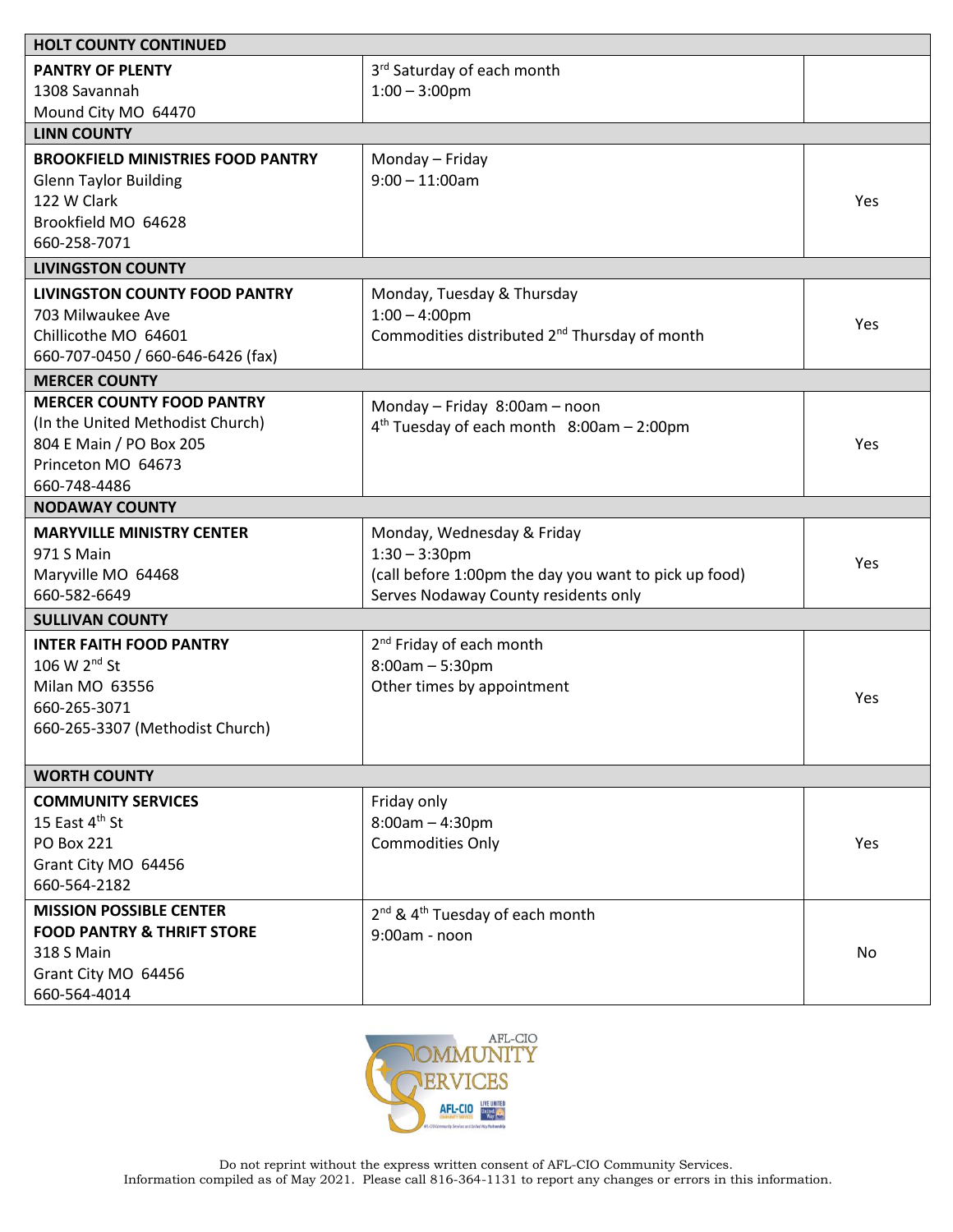| | | |
|---|---|---|
| **HOLT COUNTY CONTINUED** | | |
| **PANTRY OF PLENTY**<br>1308 Savannah<br>Mound City MO 64470 | 3rd Saturday of each month<br>1:00 – 3:00pm | |
| **LINN COUNTY** | | |
| **BROOKFIELD MINISTRIES FOOD PANTRY**<br>Glenn Taylor Building<br>122 W Clark<br>Brookfield MO 64628<br>660-258-7071 | Monday – Friday<br>9:00 – 11:00am | Yes |
| **LIVINGSTON COUNTY** | | |
| **LIVINGSTON COUNTY FOOD PANTRY**<br>703 Milwaukee Ave<br>Chillicothe MO 64601<br>660-707-0450 / 660-646-6426 (fax) | Monday, Tuesday & Thursday<br>1:00 – 4:00pm<br>Commodities distributed 2nd Thursday of month | Yes |
| **MERCER COUNTY** | | |
| **MERCER COUNTY FOOD PANTRY**<br>(In the United Methodist Church)<br>804 E Main / PO Box 205<br>Princeton MO 64673<br>660-748-4486 | Monday – Friday 8:00am – noon<br>4th Tuesday of each month 8:00am – 2:00pm | Yes |
| **NODAWAY COUNTY** | | |
| **MARYVILLE MINISTRY CENTER**<br>971 S Main<br>Maryville MO 64468<br>660-582-6649 | Monday, Wednesday & Friday<br>1:30 – 3:30pm<br>(call before 1:00pm the day you want to pick up food)<br>Serves Nodaway County residents only | Yes |
| **SULLIVAN COUNTY** | | |
| **INTER FAITH FOOD PANTRY**<br>106 W 2nd St<br>Milan MO 63556<br>660-265-3071<br>660-265-3307 (Methodist Church) | 2nd Friday of each month<br>8:00am – 5:30pm<br>Other times by appointment | Yes |
| **WORTH COUNTY** | | |
| **COMMUNITY SERVICES**<br>15 East 4th St<br>PO Box 221<br>Grant City MO 64456<br>660-564-2182 | Friday only<br>8:00am – 4:30pm<br>Commodities Only | Yes |
| **MISSION POSSIBLE CENTER**<br>**FOOD PANTRY & THRIFT STORE**<br>318 S Main<br>Grant City MO 64456<br>660-564-4014 | 2nd & 4th Tuesday of each month<br>9:00am - noon | No |

Do not reprint without the express written consent of AFL-CIO Community Services.
Information compiled as of May 2021. Please call 816-364-1131 to report any changes or errors in this information.